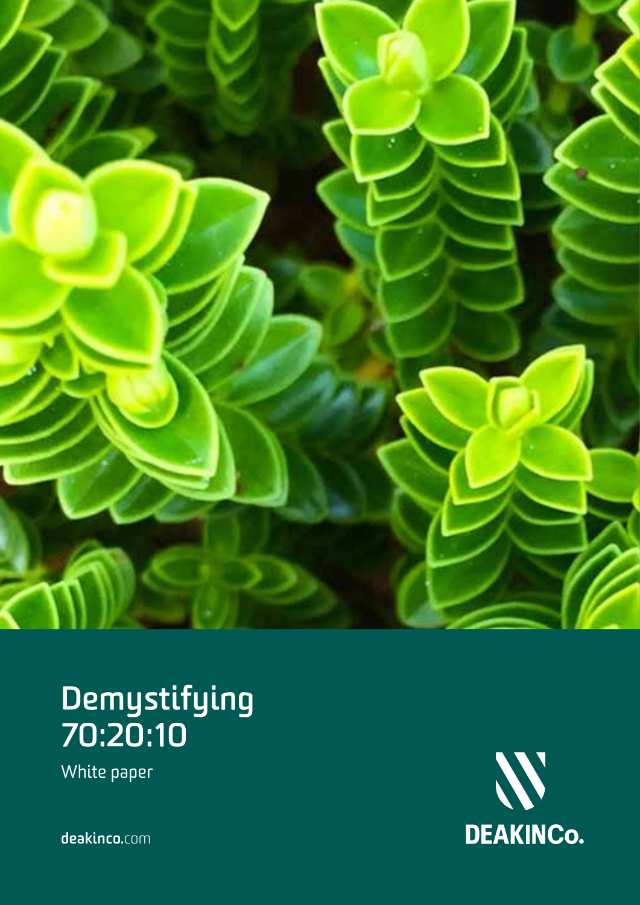# Demystifying 70:20:10

White paper

deakinco.com

DEAKINCo.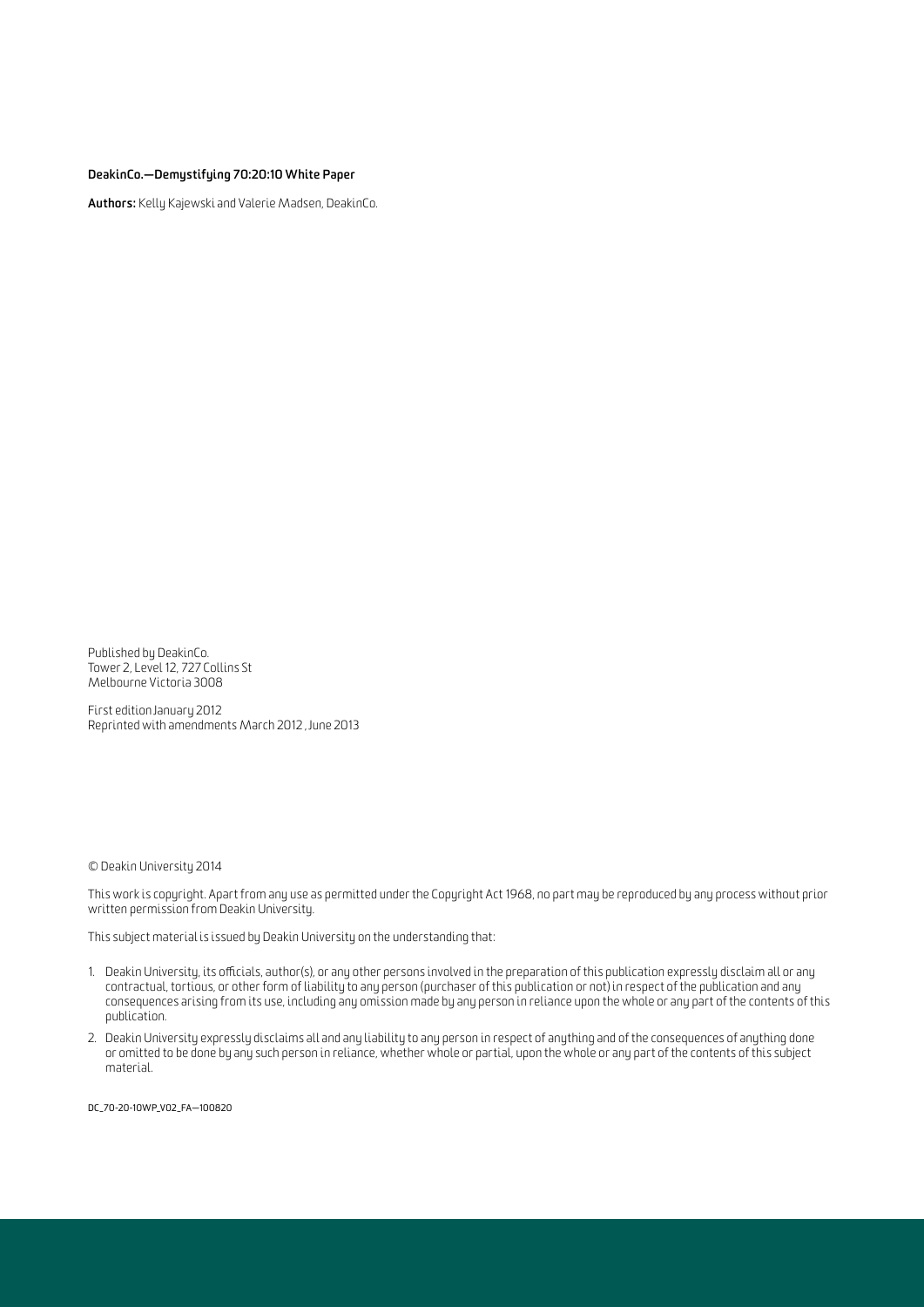**DeakinCo.—Demystifying 70:20:10 White Paper**

**Authors:** Kelly Kajewski and Valerie Madsen, DeakinCo.

Published by DeakinCo.
Tower 2, Level 12, 727 Collins St
Melbourne Victoria 3008

First edition January 2012
Reprinted with amendments March 2012 , June 2013

© Deakin University 2014

This work is copyright. Apart from any use as permitted under the Copyright Act 1968, no part may be reproduced by any process without prior written permission from Deakin University.

This subject material is issued by Deakin University on the understanding that:

1. Deakin University, its officials, author(s), or any other persons involved in the preparation of this publication expressly disclaim all or any contractual, tortious, or other form of liability to any person (purchaser of this publication or not) in respect of the publication and any consequences arising from its use, including any omission made by any person in reliance upon the whole or any part of the contents of this publication.
2. Deakin University expressly disclaims all and any liability to any person in respect of anything and of the consequences of anything done or omitted to be done by any such person in reliance, whether whole or partial, upon the whole or any part of the contents of this subject material.

DC_70-20-10WP_V02_FA—100820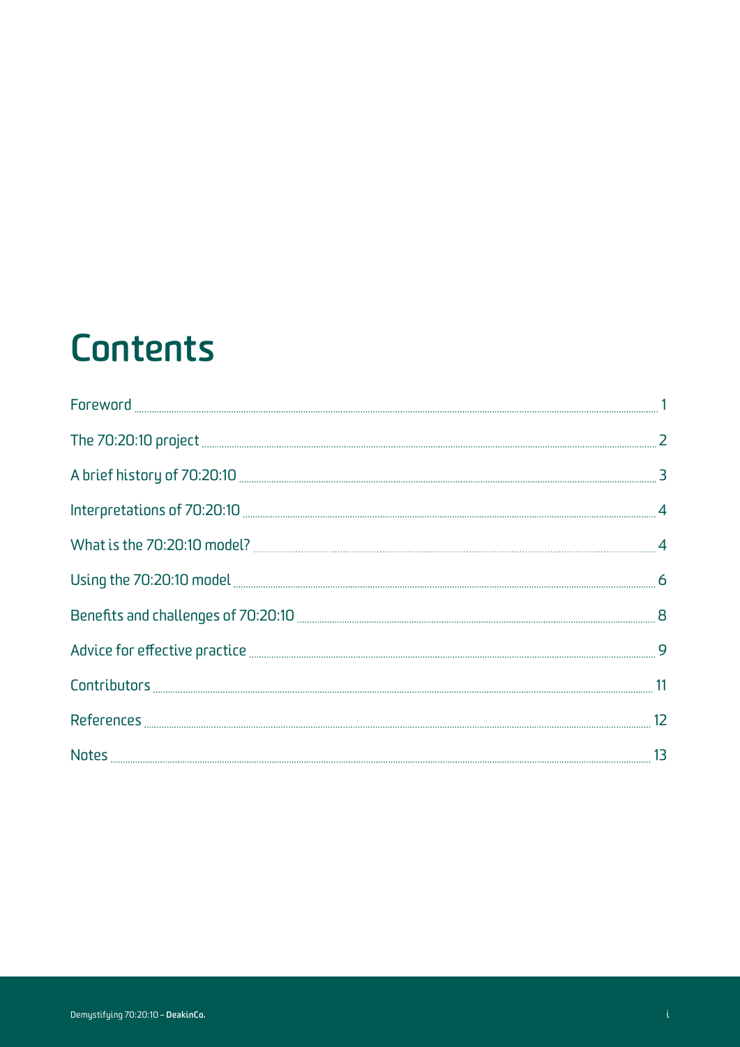# Contents

| | |
|---|---|
| Foreword | 1 |
| The 70:20:10 project | 2 |
| A brief history of 70:20:10 | 3 |
| Interpretations of 70:20:10 | 4 |
| What is the 70:20:10 model? | 4 |
| Using the 70:20:10 model | 6 |
| Benefits and challenges of 70:20:10 | 8 |
| Advice for effective practice | 9 |
| Contributors | 11 |
| References | 12 |
| Notes | 13 |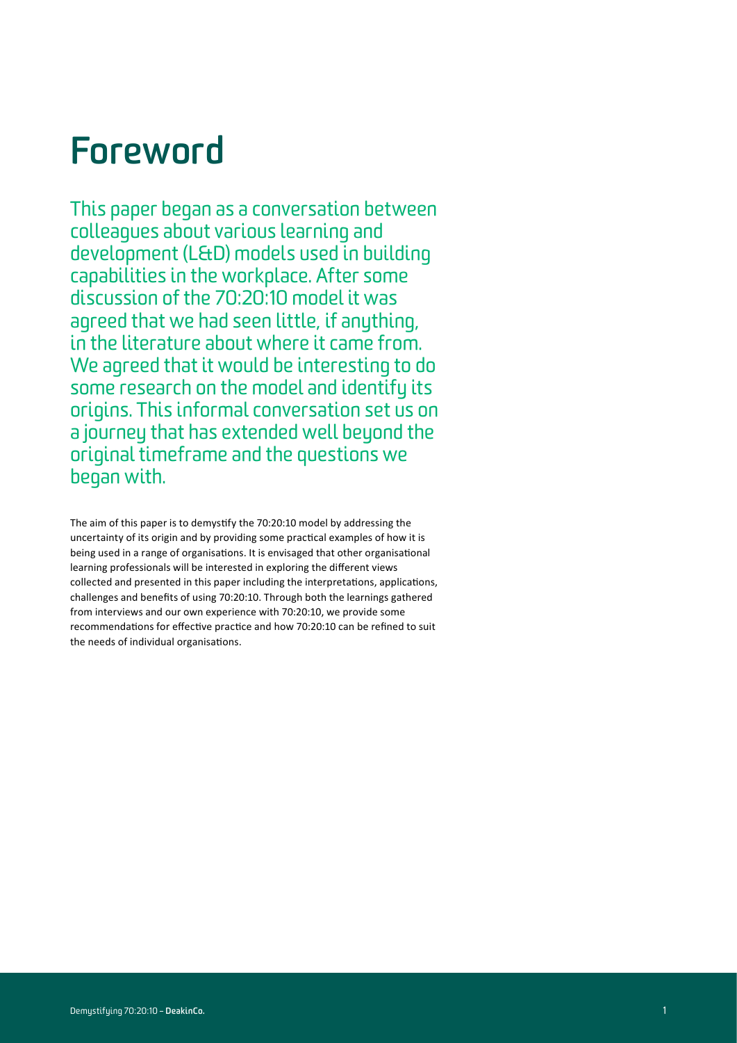# Foreword

This paper began as a conversation between colleagues about various learning and development (L&D) models used in building capabilities in the workplace. After some discussion of the 70:20:10 model it was agreed that we had seen little, if anything, in the literature about where it came from. We agreed that it would be interesting to do some research on the model and identify its origins. This informal conversation set us on a journey that has extended well beyond the original timeframe and the questions we began with.

The aim of this paper is to demystify the 70:20:10 model by addressing the uncertainty of its origin and by providing some practical examples of how it is being used in a range of organisations. It is envisaged that other organisational learning professionals will be interested in exploring the different views collected and presented in this paper including the interpretations, applications, challenges and benefits of using 70:20:10. Through both the learnings gathered from interviews and our own experience with 70:20:10, we provide some recommendations for effective practice and how 70:20:10 can be refined to suit the needs of individual organisations.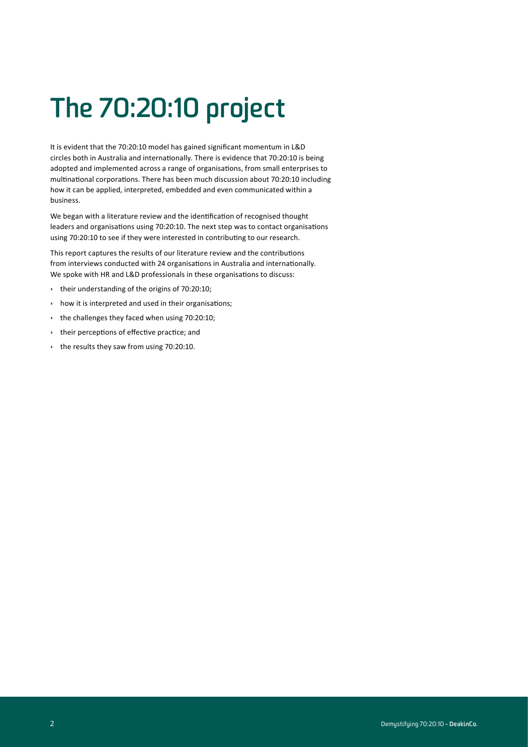# The 70:20:10 project

It is evident that the 70:20:10 model has gained significant momentum in L&D circles both in Australia and internationally. There is evidence that 70:20:10 is being adopted and implemented across a range of organisations, from small enterprises to multinational corporations. There has been much discussion about 70:20:10 including how it can be applied, interpreted, embedded and even communicated within a business.

We began with a literature review and the identification of recognised thought leaders and organisations using 70:20:10. The next step was to contact organisations using 70:20:10 to see if they were interested in contributing to our research.

This report captures the results of our literature review and the contributions from interviews conducted with 24 organisations in Australia and internationally. We spoke with HR and L&D professionals in these organisations to discuss:

- their understanding of the origins of 70:20:10;
- how it is interpreted and used in their organisations;
- the challenges they faced when using 70:20:10;
- their perceptions of effective practice; and
- the results they saw from using 70:20:10.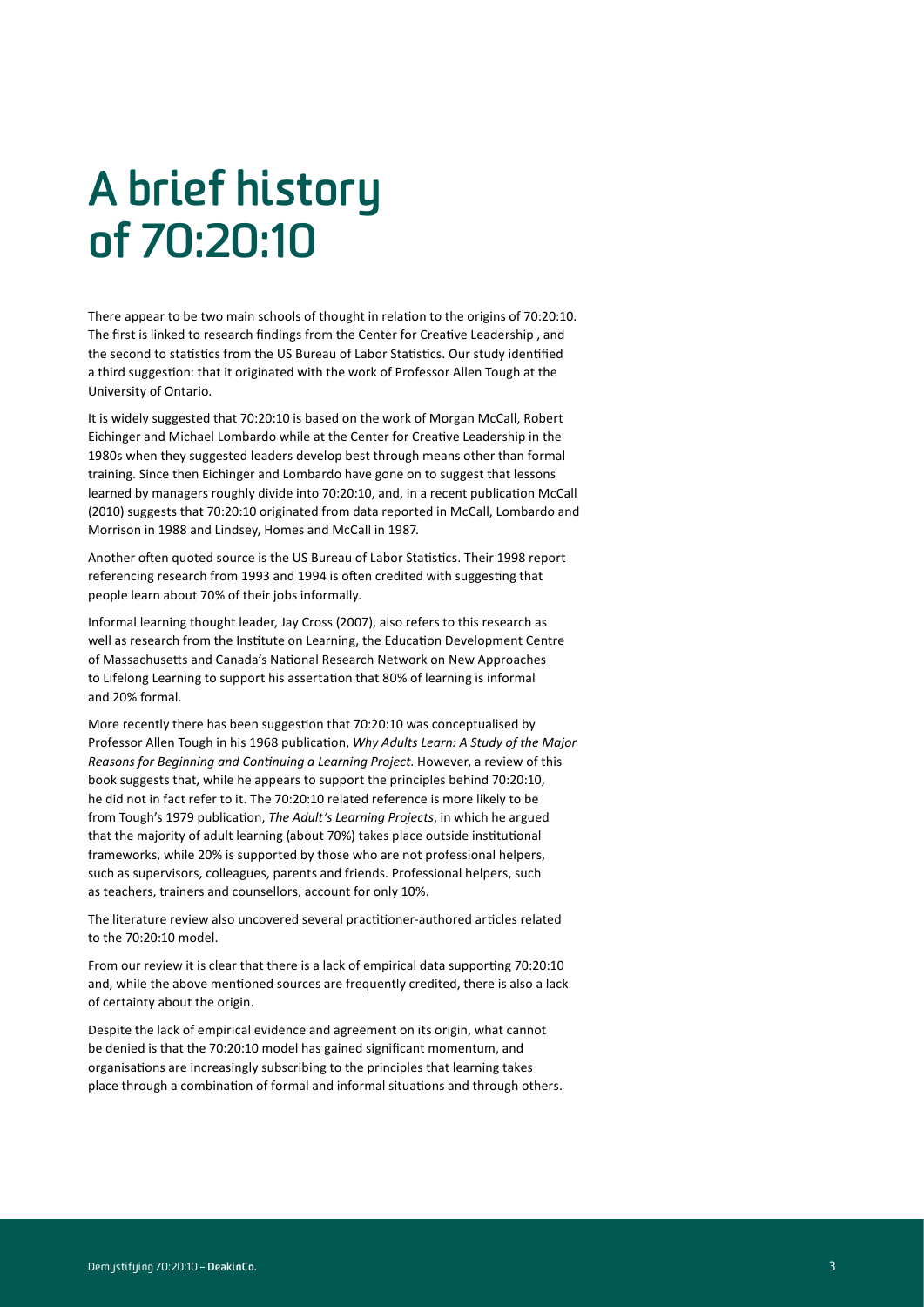# A brief history of 70:20:10

There appear to be two main schools of thought in relation to the origins of 70:20:10. The first is linked to research findings from the Center for Creative Leadership , and the second to statistics from the US Bureau of Labor Statistics. Our study identified a third suggestion: that it originated with the work of Professor Allen Tough at the University of Ontario.

It is widely suggested that 70:20:10 is based on the work of Morgan McCall, Robert Eichinger and Michael Lombardo while at the Center for Creative Leadership in the 1980s when they suggested leaders develop best through means other than formal training. Since then Eichinger and Lombardo have gone on to suggest that lessons learned by managers roughly divide into 70:20:10, and, in a recent publication McCall (2010) suggests that 70:20:10 originated from data reported in McCall, Lombardo and Morrison in 1988 and Lindsey, Homes and McCall in 1987.

Another often quoted source is the US Bureau of Labor Statistics. Their 1998 report referencing research from 1993 and 1994 is often credited with suggesting that people learn about 70% of their jobs informally.

Informal learning thought leader, Jay Cross (2007), also refers to this research as well as research from the Institute on Learning, the Education Development Centre of Massachusetts and Canada's National Research Network on New Approaches to Lifelong Learning to support his assertation that 80% of learning is informal and 20% formal.

More recently there has been suggestion that 70:20:10 was conceptualised by Professor Allen Tough in his 1968 publication, *Why Adults Learn: A Study of the Major Reasons for Beginning and Continuing a Learning Project*. However, a review of this book suggests that, while he appears to support the principles behind 70:20:10, he did not in fact refer to it. The 70:20:10 related reference is more likely to be from Tough's 1979 publication, *The Adult's Learning Projects*, in which he argued that the majority of adult learning (about 70%) takes place outside institutional frameworks, while 20% is supported by those who are not professional helpers, such as supervisors, colleagues, parents and friends. Professional helpers, such as teachers, trainers and counsellors, account for only 10%.

The literature review also uncovered several practitioner-authored articles related to the 70:20:10 model.

From our review it is clear that there is a lack of empirical data supporting 70:20:10 and, while the above mentioned sources are frequently credited, there is also a lack of certainty about the origin.

Despite the lack of empirical evidence and agreement on its origin, what cannot be denied is that the 70:20:10 model has gained significant momentum, and organisations are increasingly subscribing to the principles that learning takes place through a combination of formal and informal situations and through others.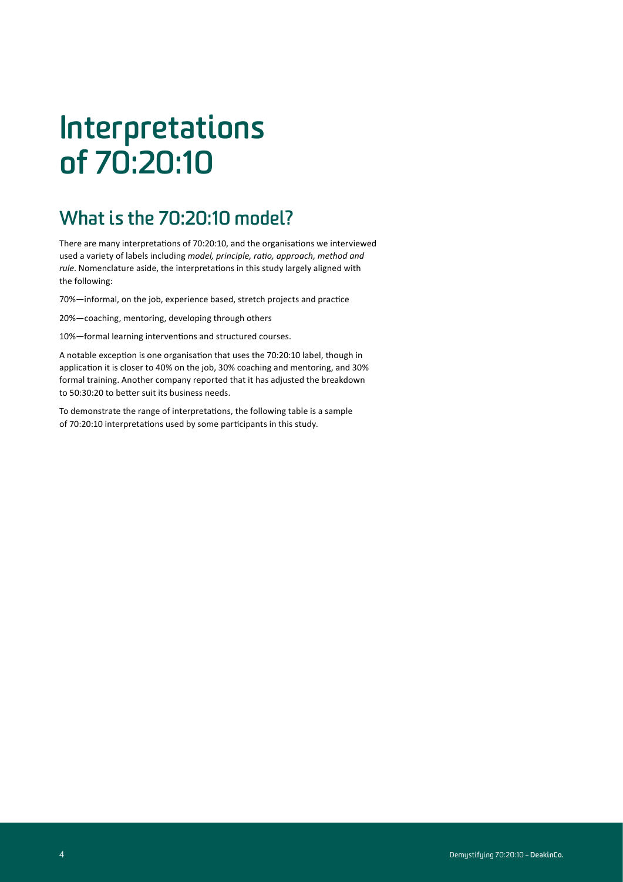# Interpretations of 70:20:10

## What is the 70:20:10 model?

There are many interpretations of 70:20:10, and the organisations we interviewed used a variety of labels including *model, principle, ratio, approach, method and rule*. Nomenclature aside, the interpretations in this study largely aligned with the following:

70%—informal, on the job, experience based, stretch projects and practice

20%—coaching, mentoring, developing through others

10%—formal learning interventions and structured courses.

A notable exception is one organisation that uses the 70:20:10 label, though in application it is closer to 40% on the job, 30% coaching and mentoring, and 30% formal training. Another company reported that it has adjusted the breakdown to 50:30:20 to better suit its business needs.

To demonstrate the range of interpretations, the following table is a sample of 70:20:10 interpretations used by some participants in this study.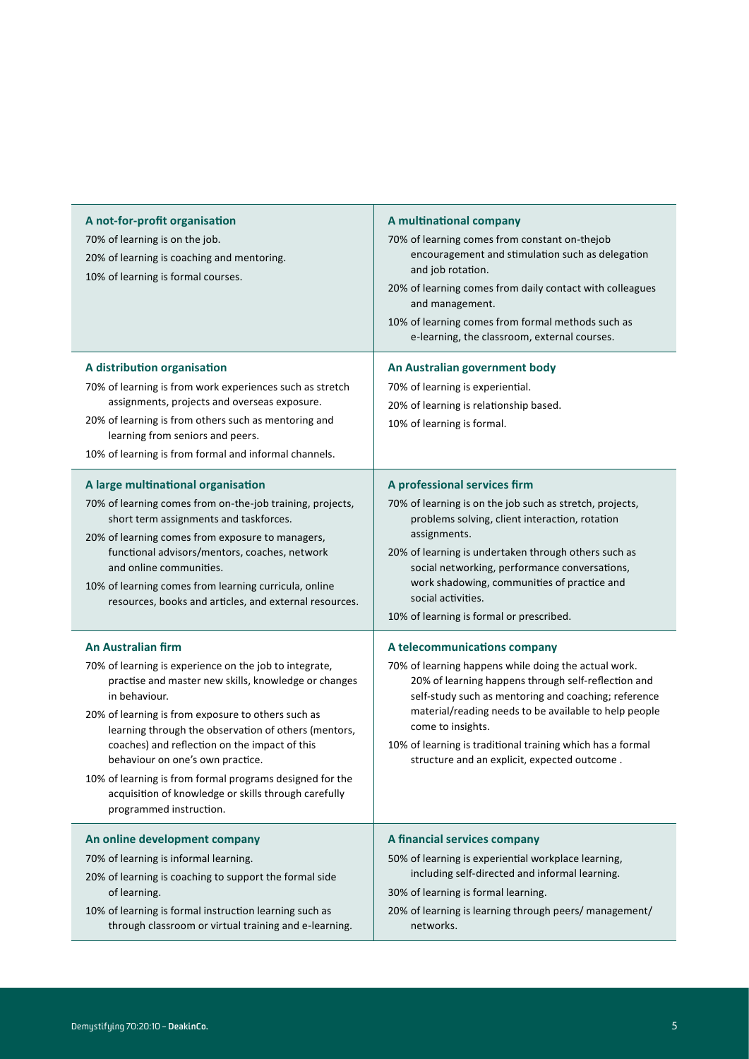**A not-for-profit organisation**

70% of learning is on the job.
20% of learning is coaching and mentoring.
10% of learning is formal courses.

**A multinational company**

70% of learning comes from constant on-thejob encouragement and stimulation such as delegation and job rotation.
20% of learning comes from daily contact with colleagues and management.
10% of learning comes from formal methods such as e-learning, the classroom, external courses.

**A distribution organisation**

70% of learning is from work experiences such as stretch assignments, projects and overseas exposure.
20% of learning is from others such as mentoring and learning from seniors and peers.
10% of learning is from formal and informal channels.

**An Australian government body**

70% of learning is experiential.
20% of learning is relationship based.
10% of learning is formal.

**A large multinational organisation**

70% of learning comes from on-the-job training, projects, short term assignments and taskforces.
20% of learning comes from exposure to managers, functional advisors/mentors, coaches, network and online communities.
10% of learning comes from learning curricula, online resources, books and articles, and external resources.

**A professional services firm**

70% of learning is on the job such as stretch, projects, problems solving, client interaction, rotation assignments.
20% of learning is undertaken through others such as social networking, performance conversations, work shadowing, communities of practice and social activities.
10% of learning is formal or prescribed.

**An Australian firm**

70% of learning is experience on the job to integrate, practise and master new skills, knowledge or changes in behaviour.
20% of learning is from exposure to others such as learning through the observation of others (mentors, coaches) and reflection on the impact of this behaviour on one's own practice.
10% of learning is from formal programs designed for the acquisition of knowledge or skills through carefully programmed instruction.

**A telecommunications company**

70% of learning happens while doing the actual work. 20% of learning happens through self-reflection and self-study such as mentoring and coaching; reference material/reading needs to be available to help people come to insights.
10% of learning is traditional training which has a formal structure and an explicit, expected outcome .

**An online development company**

70% of learning is informal learning.
20% of learning is coaching to support the formal side of learning.
10% of learning is formal instruction learning such as through classroom or virtual training and e-learning.

**A financial services company**

50% of learning is experiential workplace learning, including self-directed and informal learning.
30% of learning is formal learning.
20% of learning is learning through peers/ management/ networks.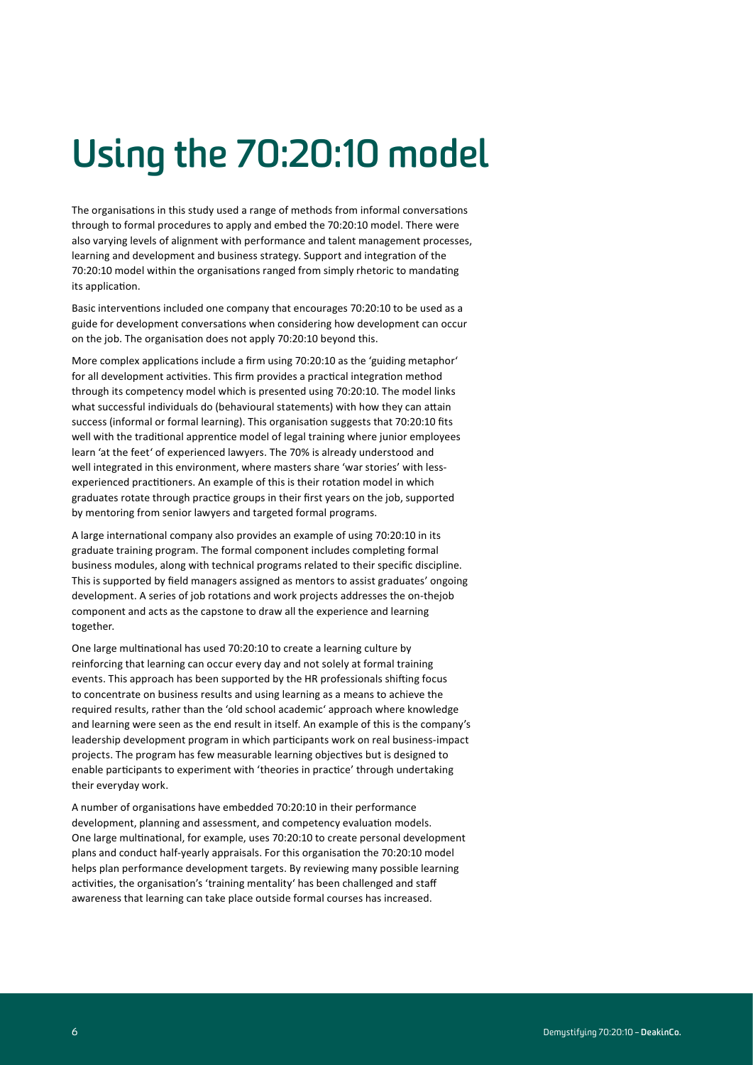# Using the 70:20:10 model

The organisations in this study used a range of methods from informal conversations through to formal procedures to apply and embed the 70:20:10 model. There were also varying levels of alignment with performance and talent management processes, learning and development and business strategy. Support and integration of the 70:20:10 model within the organisations ranged from simply rhetoric to mandating its application.

Basic interventions included one company that encourages 70:20:10 to be used as a guide for development conversations when considering how development can occur on the job. The organisation does not apply 70:20:10 beyond this.

More complex applications include a firm using 70:20:10 as the 'guiding metaphor' for all development activities. This firm provides a practical integration method through its competency model which is presented using 70:20:10. The model links what successful individuals do (behavioural statements) with how they can attain success (informal or formal learning). This organisation suggests that 70:20:10 fits well with the traditional apprentice model of legal training where junior employees learn 'at the feet' of experienced lawyers. The 70% is already understood and well integrated in this environment, where masters share 'war stories' with less-experienced practitioners. An example of this is their rotation model in which graduates rotate through practice groups in their first years on the job, supported by mentoring from senior lawyers and targeted formal programs.

A large international company also provides an example of using 70:20:10 in its graduate training program. The formal component includes completing formal business modules, along with technical programs related to their specific discipline. This is supported by field managers assigned as mentors to assist graduates' ongoing development. A series of job rotations and work projects addresses the on-thejob component and acts as the capstone to draw all the experience and learning together.

One large multinational has used 70:20:10 to create a learning culture by reinforcing that learning can occur every day and not solely at formal training events. This approach has been supported by the HR professionals shifting focus to concentrate on business results and using learning as a means to achieve the required results, rather than the 'old school academic' approach where knowledge and learning were seen as the end result in itself. An example of this is the company's leadership development program in which participants work on real business-impact projects. The program has few measurable learning objectives but is designed to enable participants to experiment with 'theories in practice' through undertaking their everyday work.

A number of organisations have embedded 70:20:10 in their performance development, planning and assessment, and competency evaluation models. One large multinational, for example, uses 70:20:10 to create personal development plans and conduct half-yearly appraisals. For this organisation the 70:20:10 model helps plan performance development targets. By reviewing many possible learning activities, the organisation's 'training mentality' has been challenged and staff awareness that learning can take place outside formal courses has increased.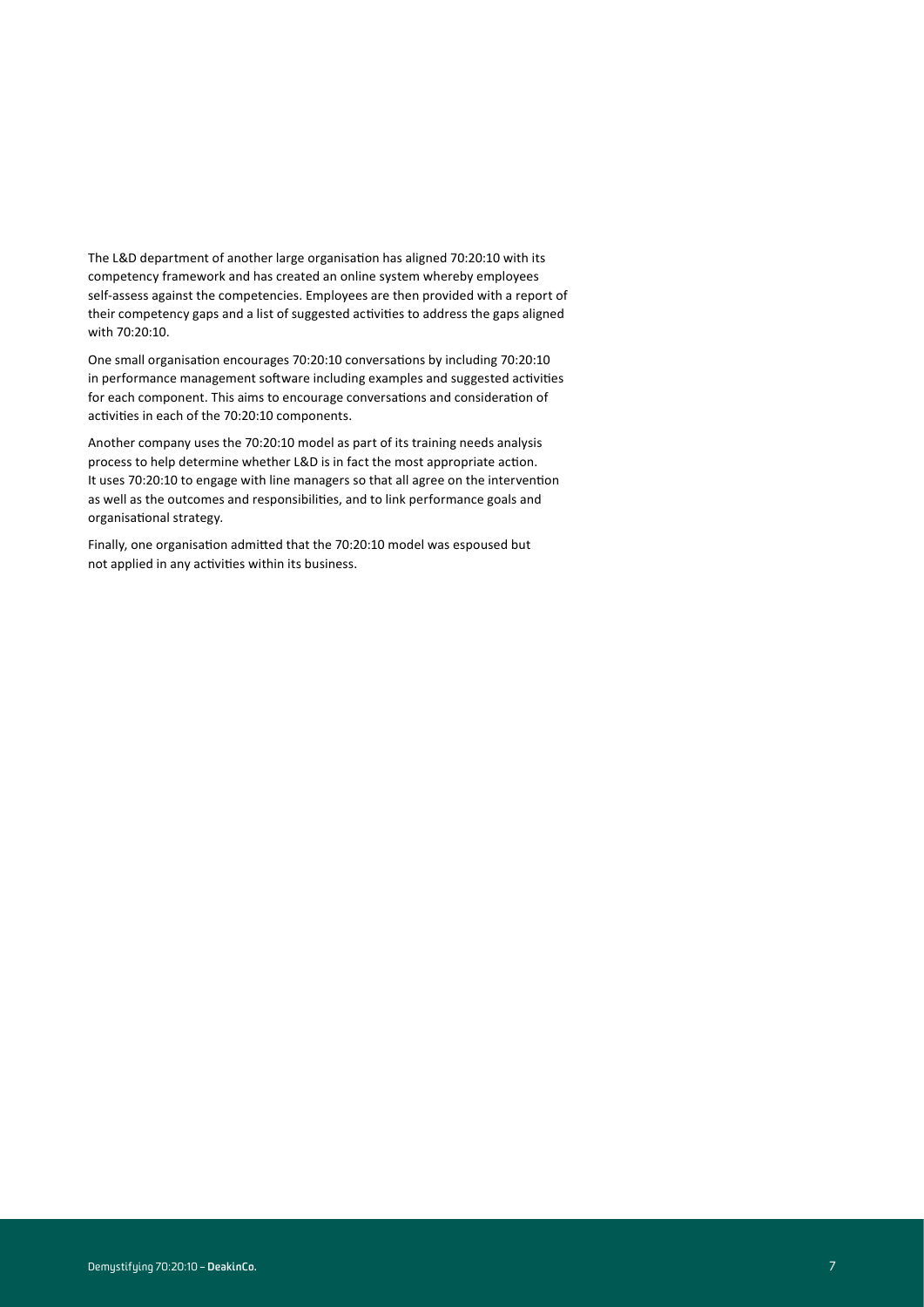The L&D department of another large organisation has aligned 70:20:10 with its competency framework and has created an online system whereby employees self-assess against the competencies. Employees are then provided with a report of their competency gaps and a list of suggested activities to address the gaps aligned with 70:20:10.

One small organisation encourages 70:20:10 conversations by including 70:20:10 in performance management software including examples and suggested activities for each component. This aims to encourage conversations and consideration of activities in each of the 70:20:10 components.

Another company uses the 70:20:10 model as part of its training needs analysis process to help determine whether L&D is in fact the most appropriate action. It uses 70:20:10 to engage with line managers so that all agree on the intervention as well as the outcomes and responsibilities, and to link performance goals and organisational strategy.

Finally, one organisation admitted that the 70:20:10 model was espoused but not applied in any activities within its business.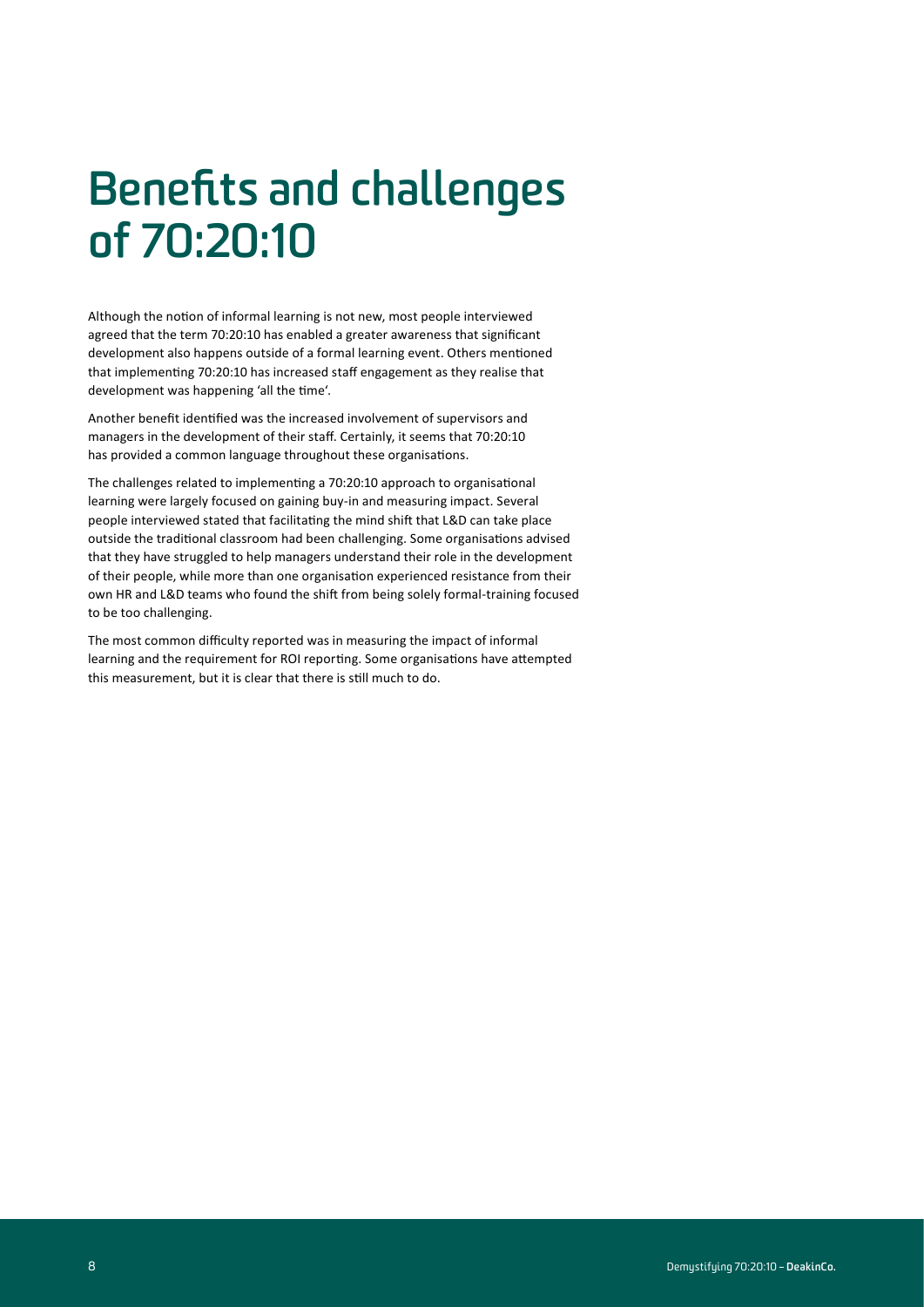# Benefits and challenges of 70:20:10

Although the notion of informal learning is not new, most people interviewed agreed that the term 70:20:10 has enabled a greater awareness that significant development also happens outside of a formal learning event. Others mentioned that implementing 70:20:10 has increased staff engagement as they realise that development was happening 'all the time'.

Another benefit identified was the increased involvement of supervisors and managers in the development of their staff. Certainly, it seems that 70:20:10 has provided a common language throughout these organisations.

The challenges related to implementing a 70:20:10 approach to organisational learning were largely focused on gaining buy-in and measuring impact. Several people interviewed stated that facilitating the mind shift that L&D can take place outside the traditional classroom had been challenging. Some organisations advised that they have struggled to help managers understand their role in the development of their people, while more than one organisation experienced resistance from their own HR and L&D teams who found the shift from being solely formal-training focused to be too challenging.

The most common difficulty reported was in measuring the impact of informal learning and the requirement for ROI reporting. Some organisations have attempted this measurement, but it is clear that there is still much to do.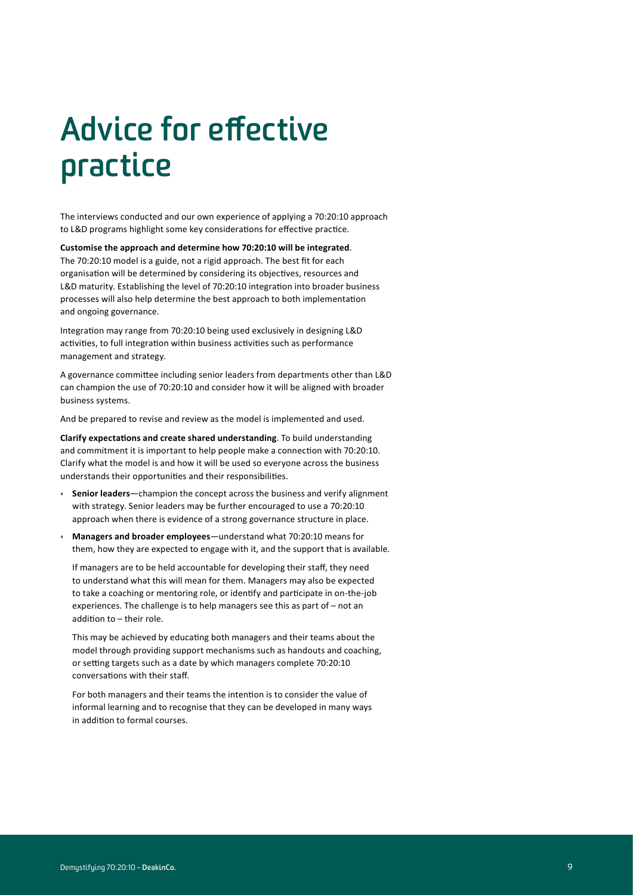# Advice for effective practice

The interviews conducted and our own experience of applying a 70:20:10 approach to L&D programs highlight some key considerations for effective practice.

**Customise the approach and determine how 70:20:10 will be integrated**. The 70:20:10 model is a guide, not a rigid approach. The best fit for each organisation will be determined by considering its objectives, resources and L&D maturity. Establishing the level of 70:20:10 integration into broader business processes will also help determine the best approach to both implementation and ongoing governance.

Integration may range from 70:20:10 being used exclusively in designing L&D activities, to full integration within business activities such as performance management and strategy.

A governance committee including senior leaders from departments other than L&D can champion the use of 70:20:10 and consider how it will be aligned with broader business systems.

And be prepared to revise and review as the model is implemented and used.

**Clarify expectations and create shared understanding**. To build understanding and commitment it is important to help people make a connection with 70:20:10. Clarify what the model is and how it will be used so everyone across the business understands their opportunities and their responsibilities.

- **Senior leaders**—champion the concept across the business and verify alignment with strategy. Senior leaders may be further encouraged to use a 70:20:10 approach when there is evidence of a strong governance structure in place.
- **Managers and broader employees**—understand what 70:20:10 means for them, how they are expected to engage with it, and the support that is available.

  If managers are to be held accountable for developing their staff, they need to understand what this will mean for them. Managers may also be expected to take a coaching or mentoring role, or identify and participate in on-the-job experiences. The challenge is to help managers see this as part of – not an addition to – their role.

  This may be achieved by educating both managers and their teams about the model through providing support mechanisms such as handouts and coaching, or setting targets such as a date by which managers complete 70:20:10 conversations with their staff.

  For both managers and their teams the intention is to consider the value of informal learning and to recognise that they can be developed in many ways in addition to formal courses.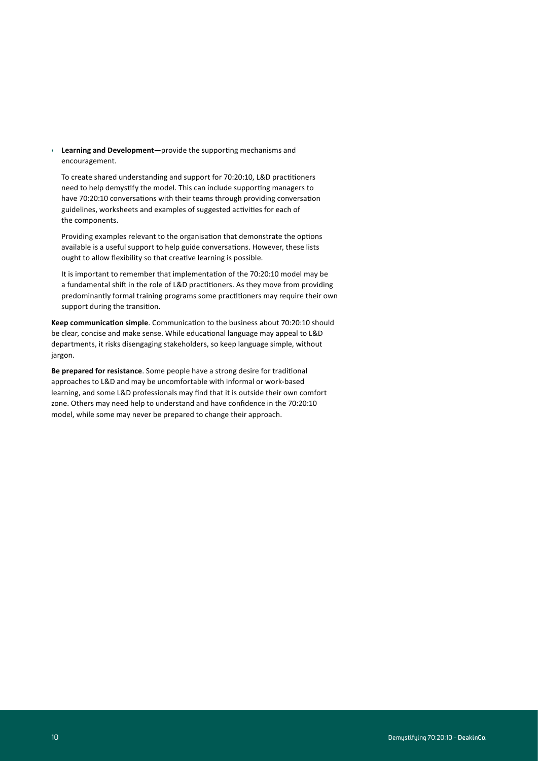- **Learning and Development**—provide the supporting mechanisms and encouragement.

  To create shared understanding and support for 70:20:10, L&D practitioners need to help demystify the model. This can include supporting managers to have 70:20:10 conversations with their teams through providing conversation guidelines, worksheets and examples of suggested activities for each of the components.

  Providing examples relevant to the organisation that demonstrate the options available is a useful support to help guide conversations. However, these lists ought to allow flexibility so that creative learning is possible.

  It is important to remember that implementation of the 70:20:10 model may be a fundamental shift in the role of L&D practitioners. As they move from providing predominantly formal training programs some practitioners may require their own support during the transition.

**Keep communication simple**. Communication to the business about 70:20:10 should be clear, concise and make sense. While educational language may appeal to L&D departments, it risks disengaging stakeholders, so keep language simple, without jargon.

**Be prepared for resistance**. Some people have a strong desire for traditional approaches to L&D and may be uncomfortable with informal or work-based learning, and some L&D professionals may find that it is outside their own comfort zone. Others may need help to understand and have confidence in the 70:20:10 model, while some may never be prepared to change their approach.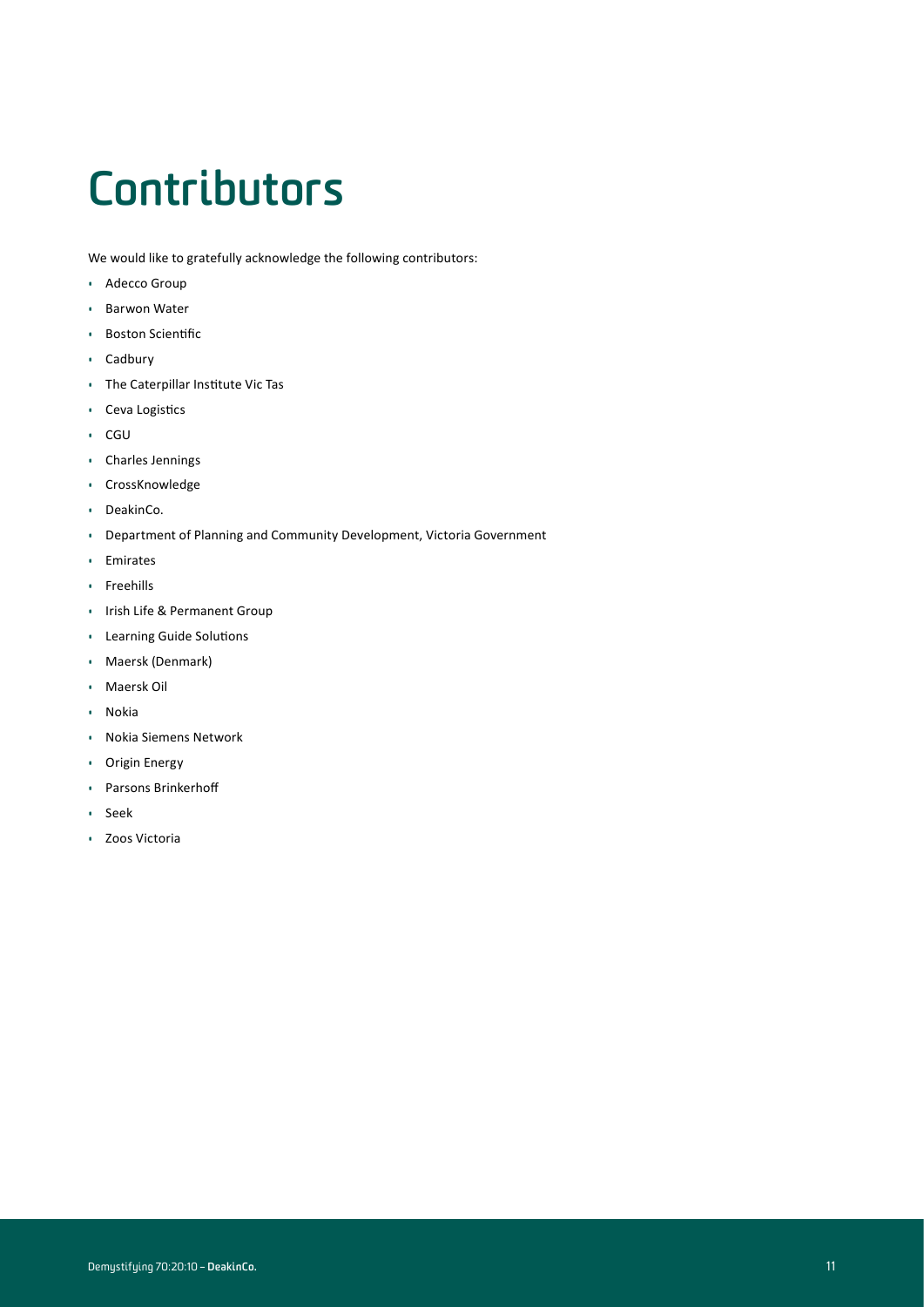# Contributors

We would like to gratefully acknowledge the following contributors:

- Adecco Group
- Barwon Water
- Boston Scientific
- Cadbury
- The Caterpillar Institute Vic Tas
- Ceva Logistics
- CGU
- Charles Jennings
- CrossKnowledge
- DeakinCo.
- Department of Planning and Community Development, Victoria Government
- Emirates
- Freehills
- Irish Life & Permanent Group
- Learning Guide Solutions
- Maersk (Denmark)
- Maersk Oil
- Nokia
- Nokia Siemens Network
- Origin Energy
- Parsons Brinkerhoff
- Seek
- Zoos Victoria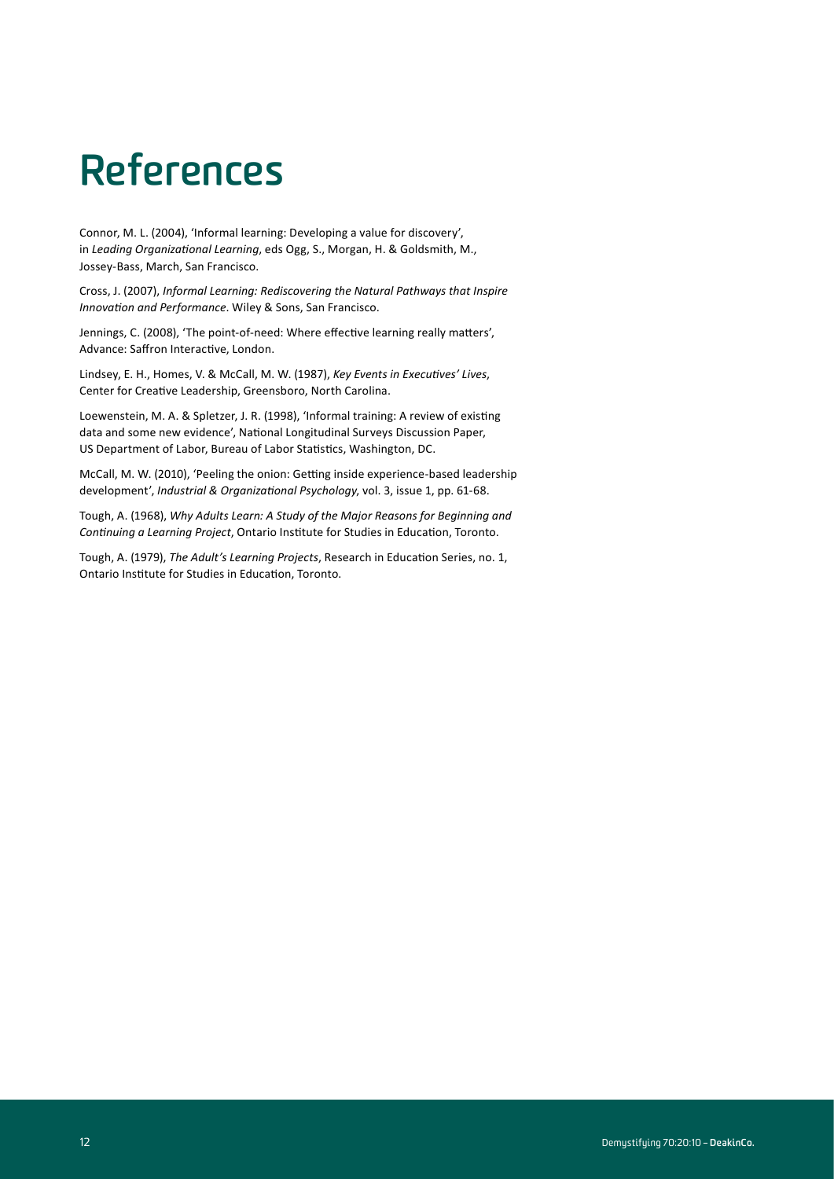# References

Connor, M. L. (2004), 'Informal learning: Developing a value for discovery', in *Leading Organizational Learning*, eds Ogg, S., Morgan, H. & Goldsmith, M., Jossey-Bass, March, San Francisco.

Cross, J. (2007), *Informal Learning: Rediscovering the Natural Pathways that Inspire Innovation and Performance*. Wiley & Sons, San Francisco.

Jennings, C. (2008), 'The point-of-need: Where effective learning really matters', Advance: Saffron Interactive, London.

Lindsey, E. H., Homes, V. & McCall, M. W. (1987), *Key Events in Executives' Lives*, Center for Creative Leadership, Greensboro, North Carolina.

Loewenstein, M. A. & Spletzer, J. R. (1998), 'Informal training: A review of existing data and some new evidence', National Longitudinal Surveys Discussion Paper, US Department of Labor, Bureau of Labor Statistics, Washington, DC.

McCall, M. W. (2010), 'Peeling the onion: Getting inside experience-based leadership development', *Industrial & Organizational Psychology*, vol. 3, issue 1, pp. 61-68.

Tough, A. (1968), *Why Adults Learn: A Study of the Major Reasons for Beginning and Continuing a Learning Project*, Ontario Institute for Studies in Education, Toronto.

Tough, A. (1979), *The Adult's Learning Projects*, Research in Education Series, no. 1, Ontario Institute for Studies in Education, Toronto.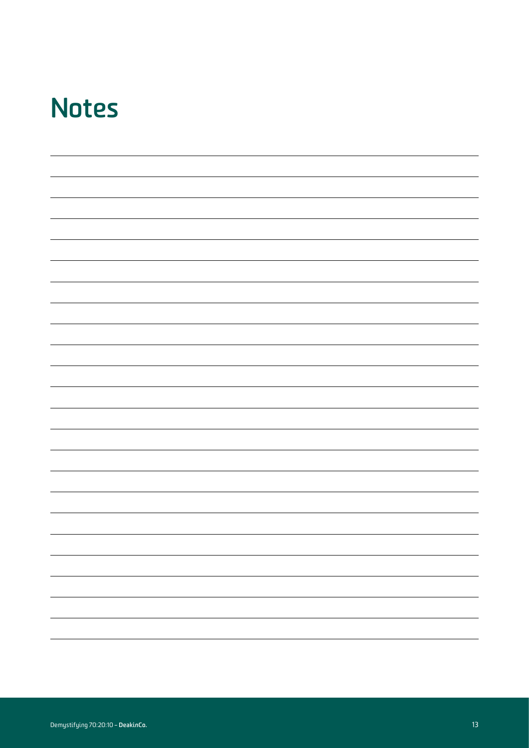# Notes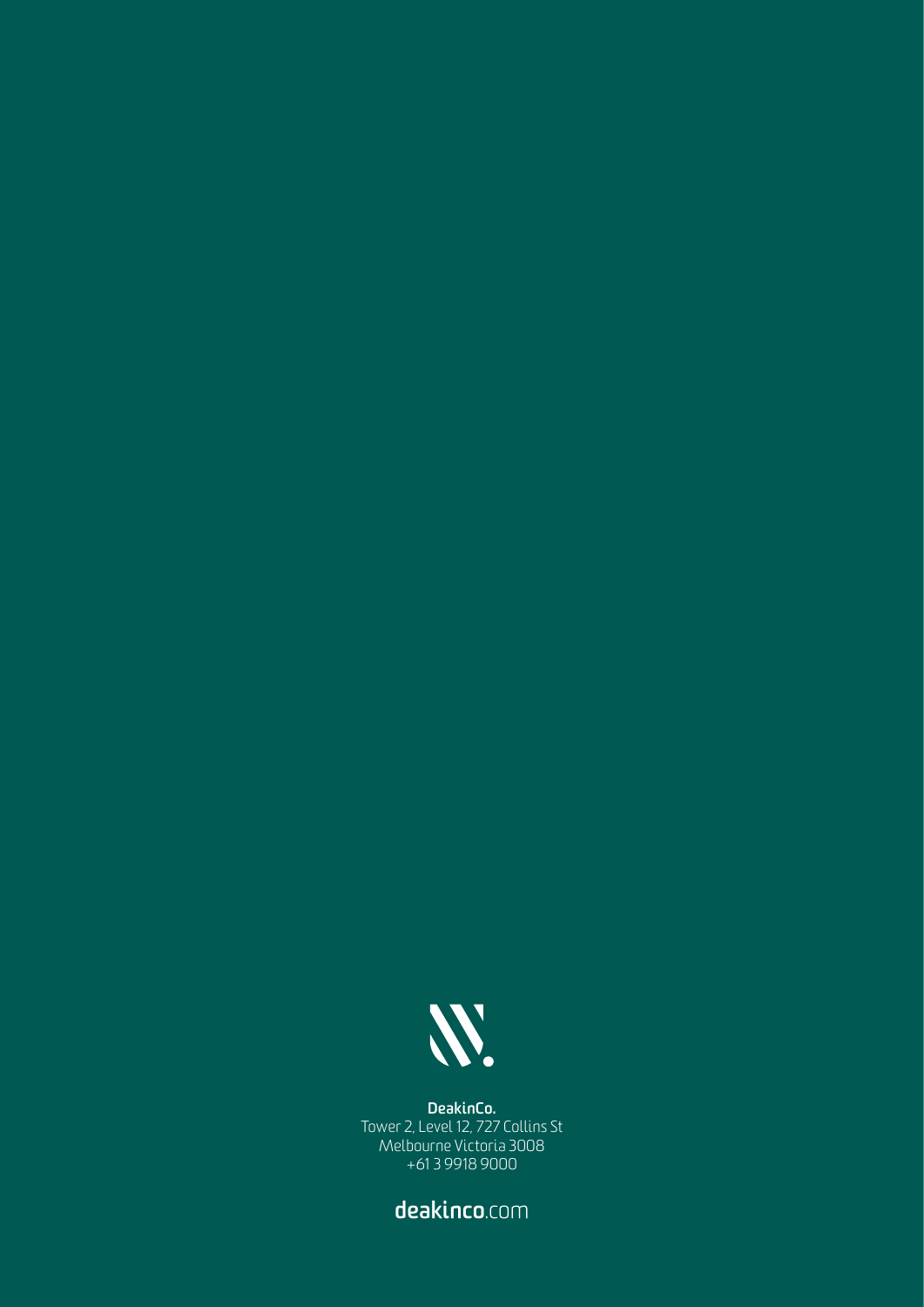**DeakinCo.**
Tower 2, Level 12, 727 Collins St
Melbourne Victoria 3008
+61 3 9918 9000

**deakinco**.com